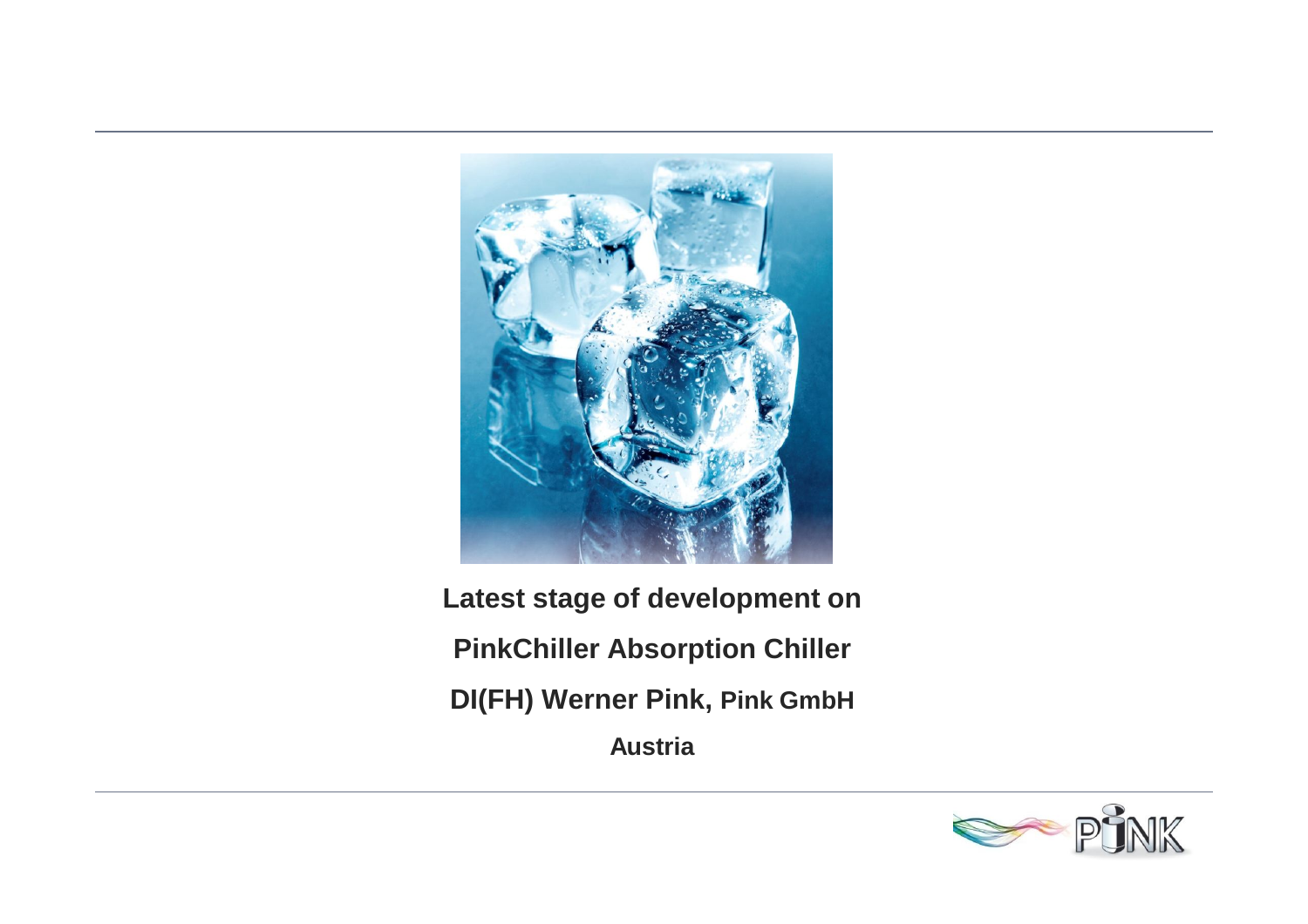**Latest stage of development on**

**PinkChiller Absorption Chiller**

**DI(FH) Werner Pink, Pink GmbH**

**Austria**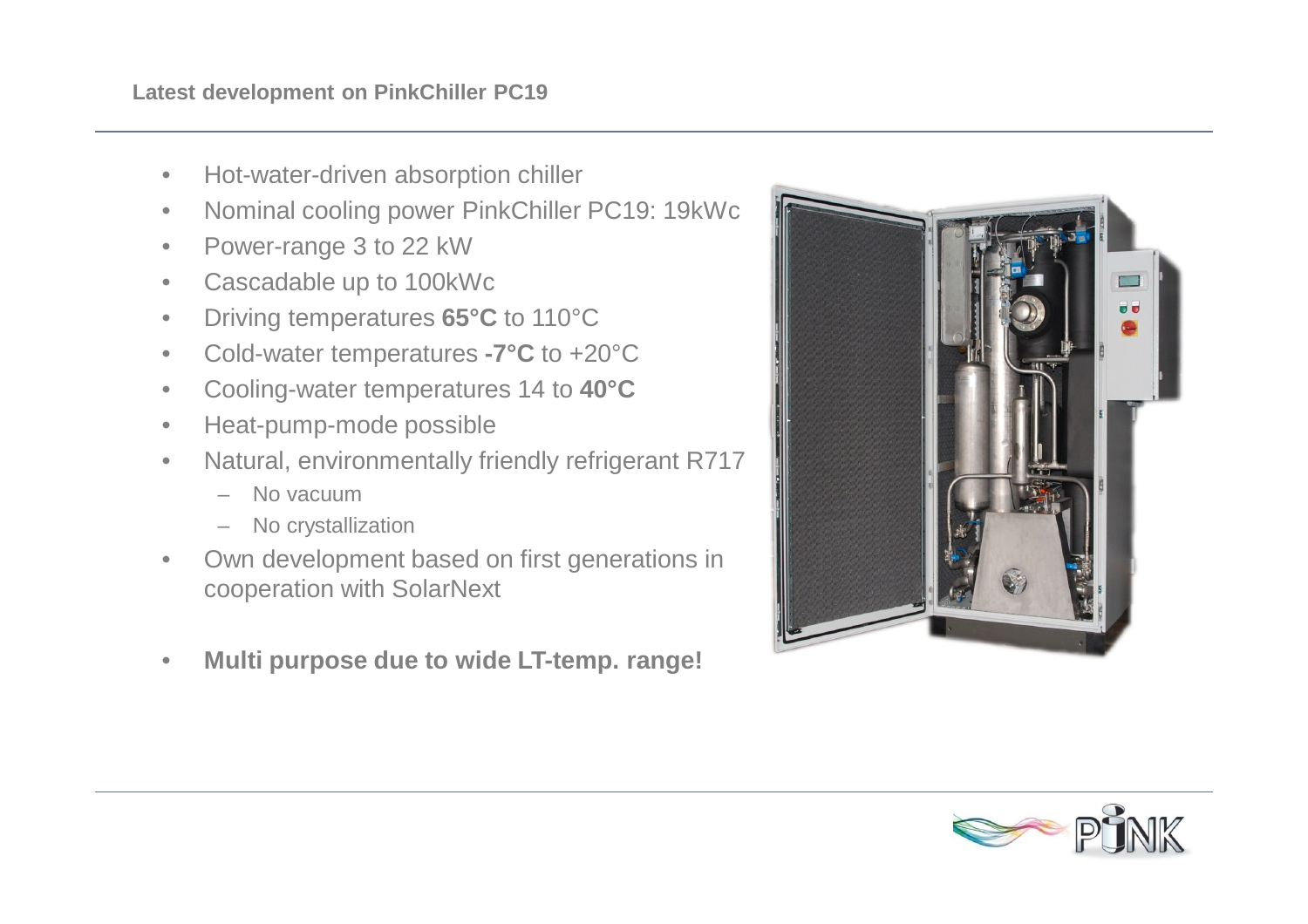## Latest development on PinkChiller PC19

- Hot-water-driven absorption chiller
- Nominal cooling power PinkChiller PC19: 19kWc
- Power-range 3 to 22 kW
- Cascadable up to 100kWc
- Driving temperatures **65°C** to 110°C
- Cold-water temperatures **-7°C** to +20°C
- Cooling-water temperatures 14 to **40°C**
- Heat-pump-mode possible
- Natural, environmentally friendly refrigerant R717
  - No vacuum
  - No crystallization
- Own development based on first generations in cooperation with SolarNext
- **Multi purpose due to wide LT-temp. range!**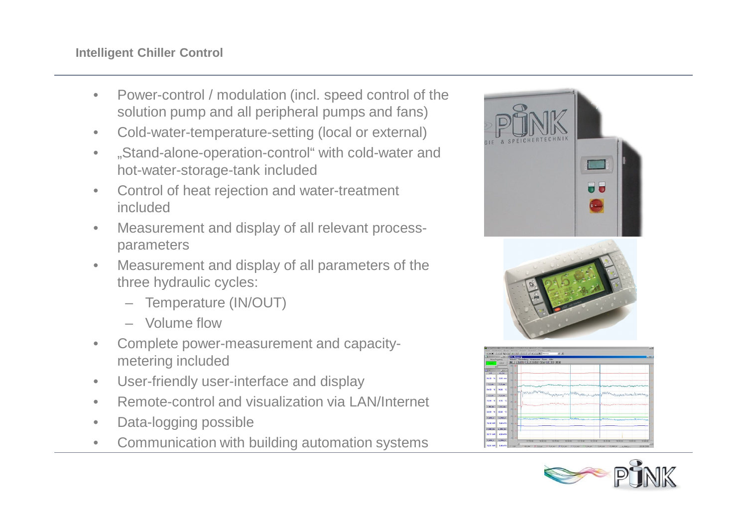## Intelligent Chiller Control

- Power-control / modulation (incl. speed control of the solution pump and all peripheral pumps and fans)
- Cold-water-temperature-setting (local or external)
- „Stand-alone-operation-control“ with cold-water and hot-water-storage-tank included
- Control of heat rejection and water-treatment included
- Measurement and display of all relevant process-parameters
- Measurement and display of all parameters of the three hydraulic cycles:
  - Temperature (IN/OUT)
  - Volume flow
- Complete power-measurement and capacity-metering included
- User-friendly user-interface and display
- Remote-control and visualization via LAN/Internet
- Data-logging possible
- Communication with building automation systems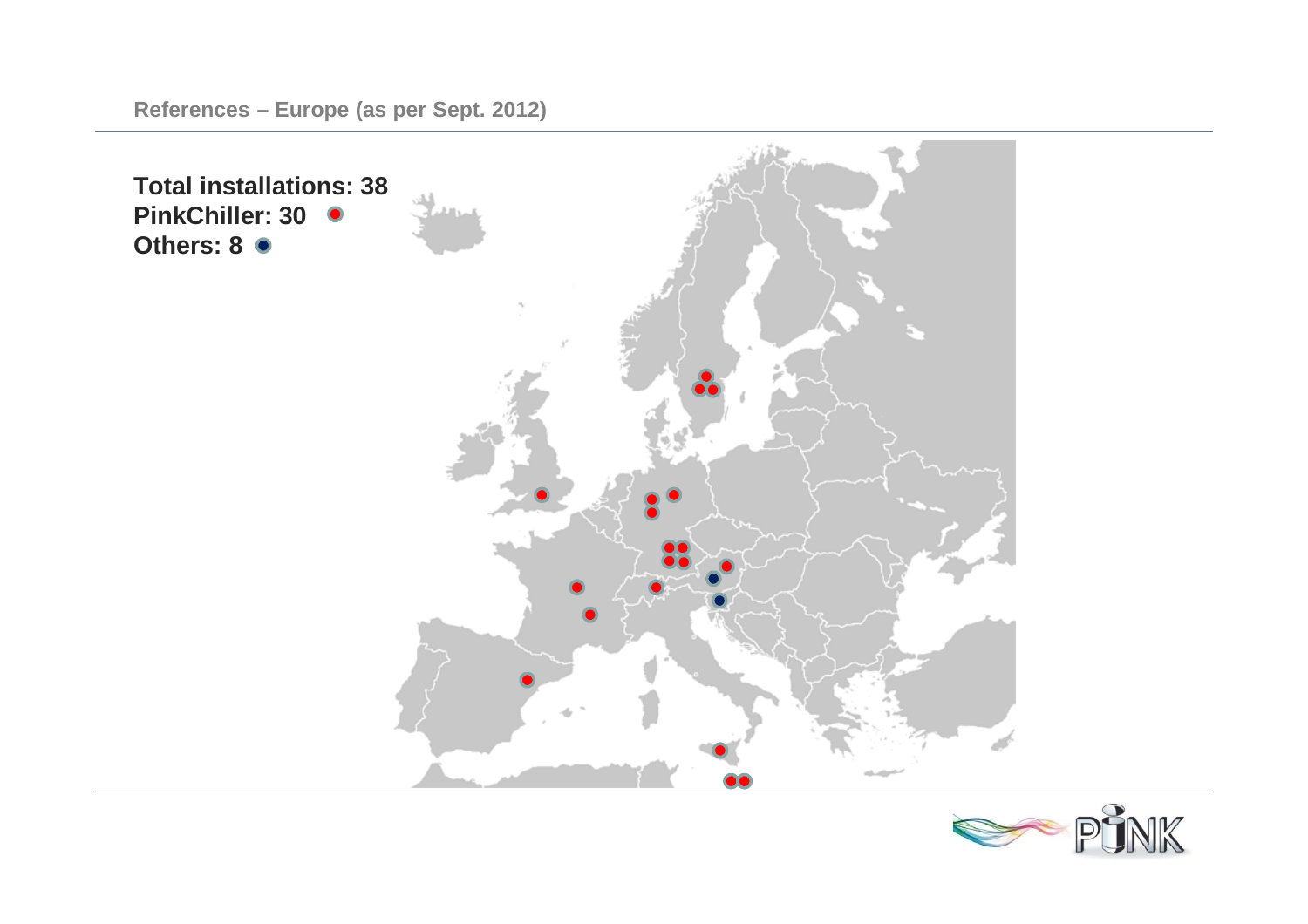## References – Europe (as per Sept. 2012)

**Total installations: 38**
**PinkChiller: 30**
**Others: 8**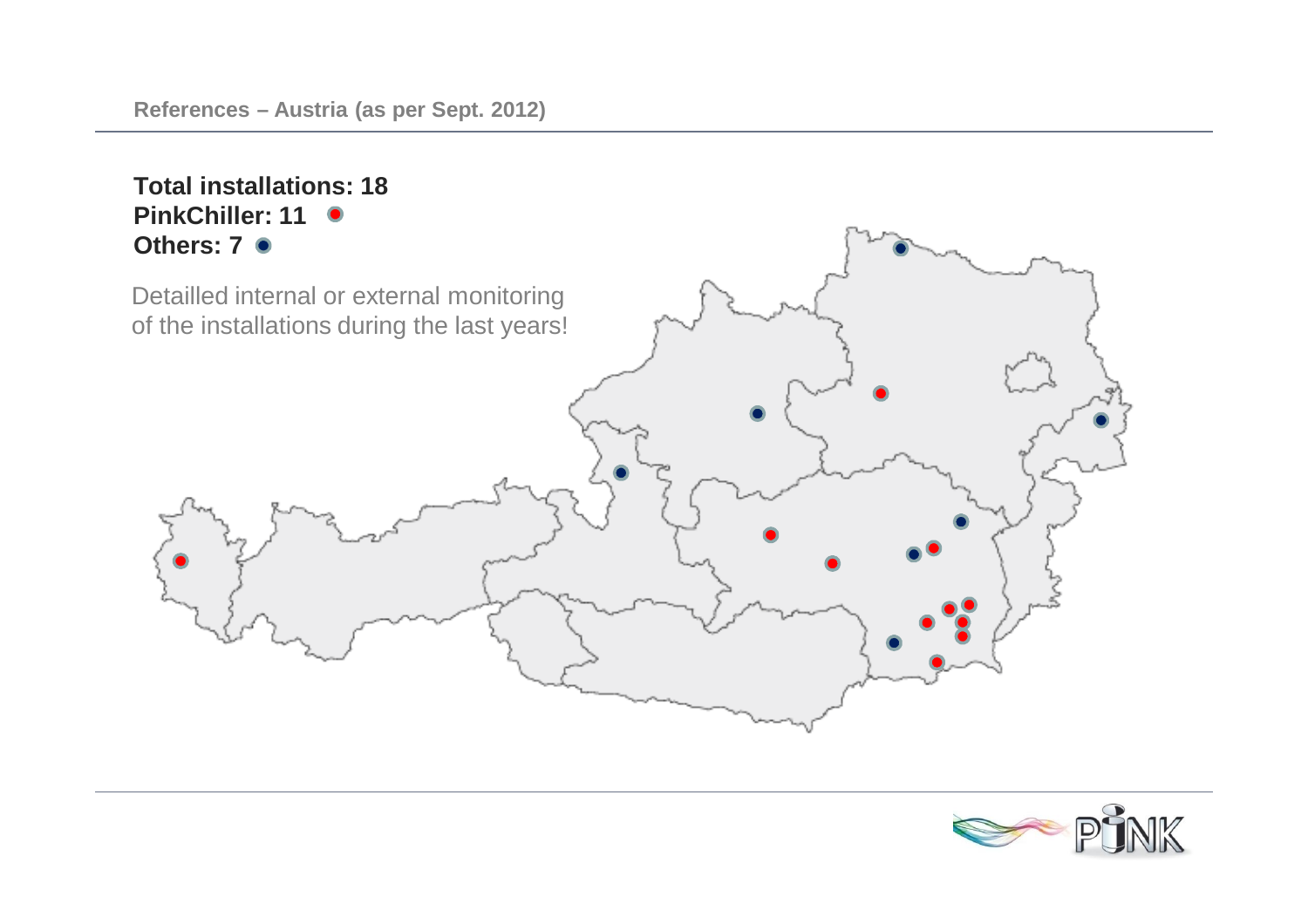## References – Austria (as per Sept. 2012)

**Total installations: 18**
**PinkChiller: 11**
**Others: 7**

Detailled internal or external monitoring of the installations during the last years!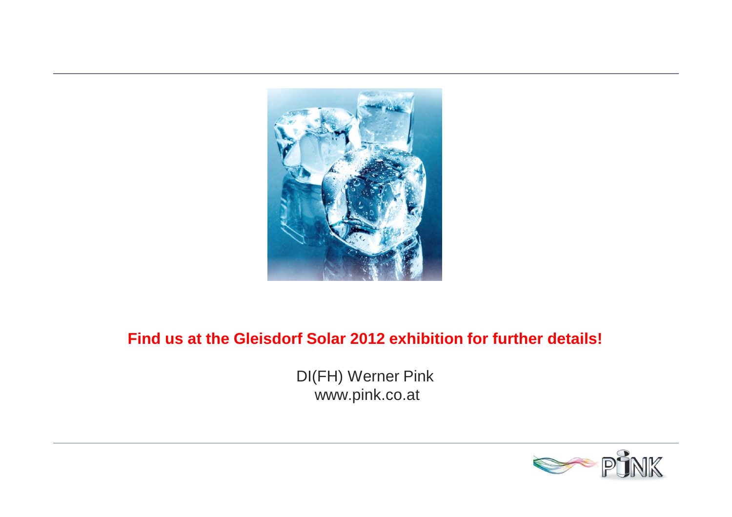**Find us at the Gleisdorf Solar 2012 exhibition for further details!**

DI(FH) Werner Pink
www.pink.co.at